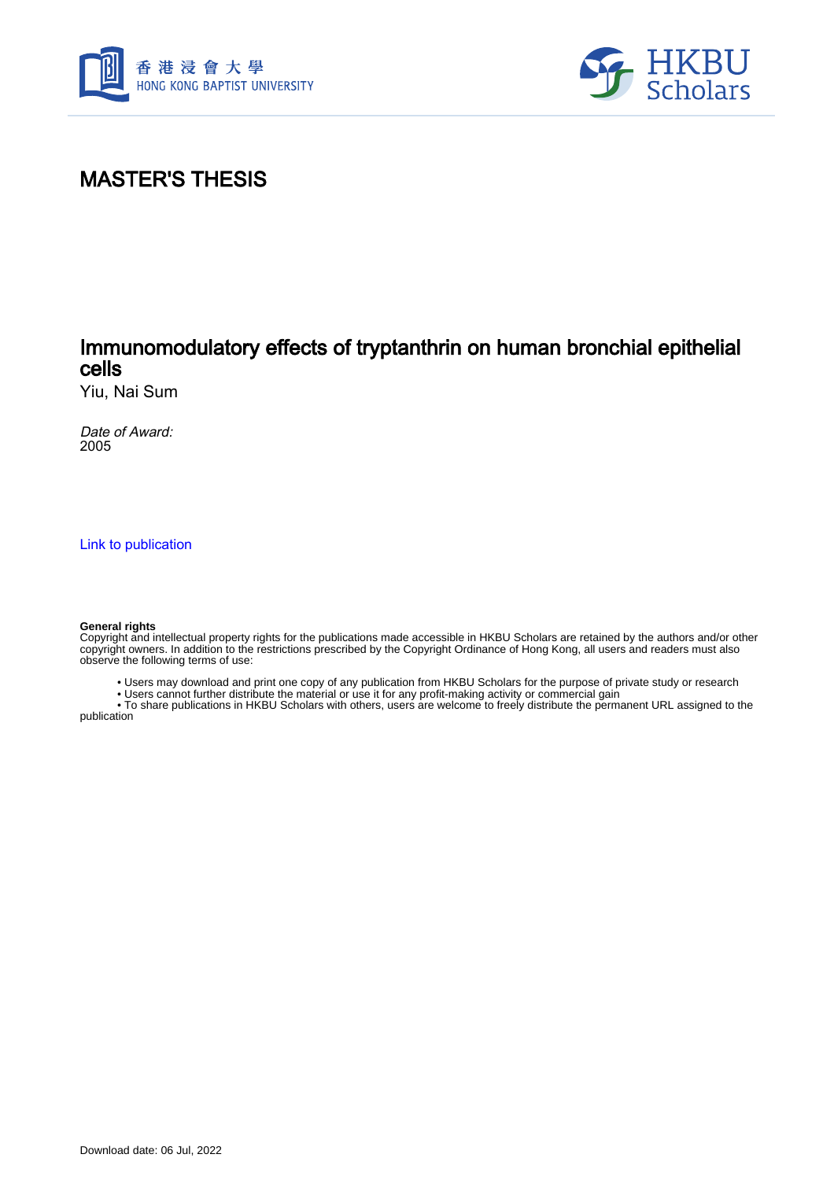# MASTER'S THESIS

## Immunomodulatory effects of tryptanthrin on human bronchial epithelial cells

Yiu, Nai Sum

*Date of Award:*
2005

[Link to publication](#)

**General rights**
Copyright and intellectual property rights for the publications made accessible in HKBU Scholars are retained by the authors and/or other copyright owners. In addition to the restrictions prescribed by the Copyright Ordinance of Hong Kong, all users and readers must also observe the following terms of use:

- Users may download and print one copy of any publication from HKBU Scholars for the purpose of private study or research
- Users cannot further distribute the material or use it for any profit-making activity or commercial gain
- To share publications in HKBU Scholars with others, users are welcome to freely distribute the permanent URL assigned to the publication

Download date: 06 Jul, 2022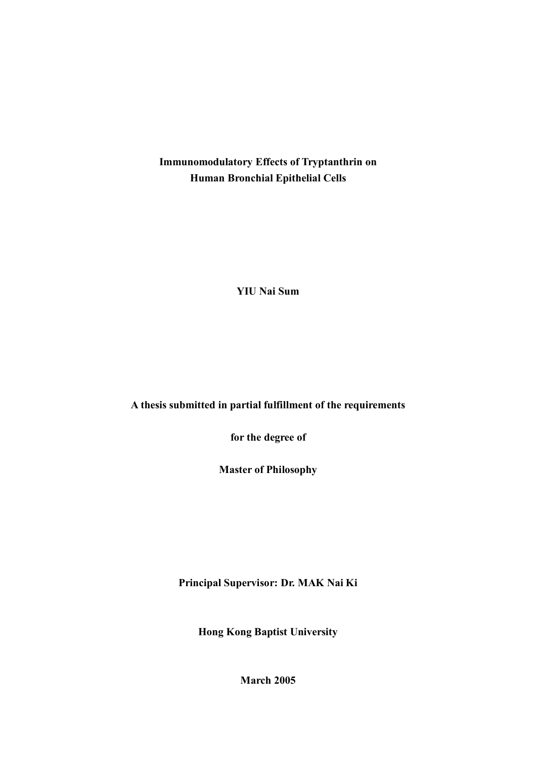**Immunomodulatory Effects of Tryptanthrin on Human Bronchial Epithelial Cells**

**YIU Nai Sum**

**A thesis submitted in partial fulfillment of the requirements**

**for the degree of**

**Master of Philosophy**

**Principal Supervisor: Dr. MAK Nai Ki**

**Hong Kong Baptist University**

**March 2005**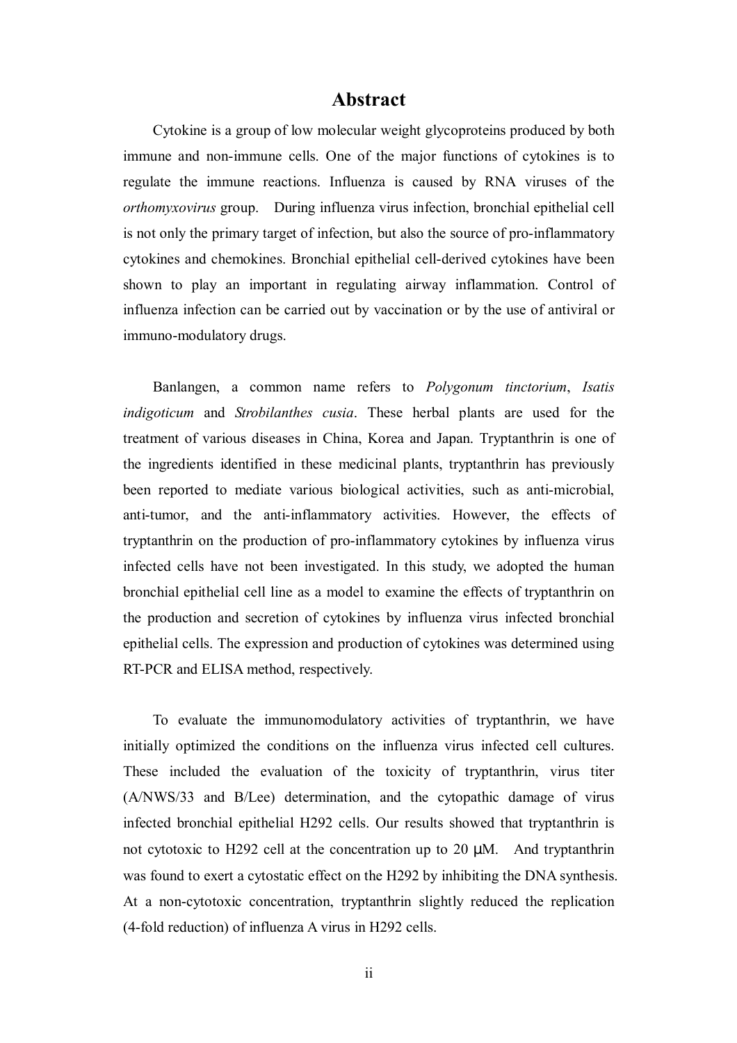# Abstract

Cytokine is a group of low molecular weight glycoproteins produced by both immune and non-immune cells. One of the major functions of cytokines is to regulate the immune reactions. Influenza is caused by RNA viruses of the *orthomyxovirus* group. During influenza virus infection, bronchial epithelial cell is not only the primary target of infection, but also the source of pro-inflammatory cytokines and chemokines. Bronchial epithelial cell-derived cytokines have been shown to play an important in regulating airway inflammation. Control of influenza infection can be carried out by vaccination or by the use of antiviral or immuno-modulatory drugs.

Banlangen, a common name refers to *Polygonum tinctorium*, *Isatis indigoticum* and *Strobilanthes cusia*. These herbal plants are used for the treatment of various diseases in China, Korea and Japan. Tryptanthrin is one of the ingredients identified in these medicinal plants, tryptanthrin has previously been reported to mediate various biological activities, such as anti-microbial, anti-tumor, and the anti-inflammatory activities. However, the effects of tryptanthrin on the production of pro-inflammatory cytokines by influenza virus infected cells have not been investigated. In this study, we adopted the human bronchial epithelial cell line as a model to examine the effects of tryptanthrin on the production and secretion of cytokines by influenza virus infected bronchial epithelial cells. The expression and production of cytokines was determined using RT-PCR and ELISA method, respectively.

To evaluate the immunomodulatory activities of tryptanthrin, we have initially optimized the conditions on the influenza virus infected cell cultures. These included the evaluation of the toxicity of tryptanthrin, virus titer (A/NWS/33 and B/Lee) determination, and the cytopathic damage of virus infected bronchial epithelial H292 cells. Our results showed that tryptanthrin is not cytotoxic to H292 cell at the concentration up to 20 μM. And tryptanthrin was found to exert a cytostatic effect on the H292 by inhibiting the DNA synthesis. At a non-cytotoxic concentration, tryptanthrin slightly reduced the replication (4-fold reduction) of influenza A virus in H292 cells.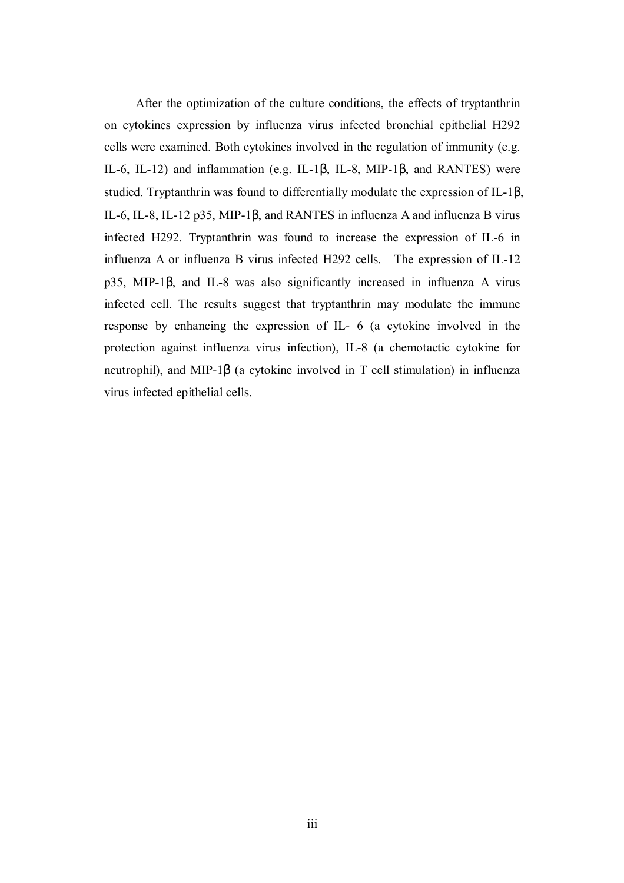After the optimization of the culture conditions, the effects of tryptanthrin on cytokines expression by influenza virus infected bronchial epithelial H292 cells were examined. Both cytokines involved in the regulation of immunity (e.g. IL-6, IL-12) and inflammation (e.g. IL-1β, IL-8, MIP-1β, and RANTES) were studied. Tryptanthrin was found to differentially modulate the expression of IL-1β, IL-6, IL-8, IL-12 p35, MIP-1β, and RANTES in influenza A and influenza B virus infected H292. Tryptanthrin was found to increase the expression of IL-6 in influenza A or influenza B virus infected H292 cells. The expression of IL-12 p35, MIP-1β, and IL-8 was also significantly increased in influenza A virus infected cell. The results suggest that tryptanthrin may modulate the immune response by enhancing the expression of IL- 6 (a cytokine involved in the protection against influenza virus infection), IL-8 (a chemotactic cytokine for neutrophil), and MIP-1β (a cytokine involved in T cell stimulation) in influenza virus infected epithelial cells.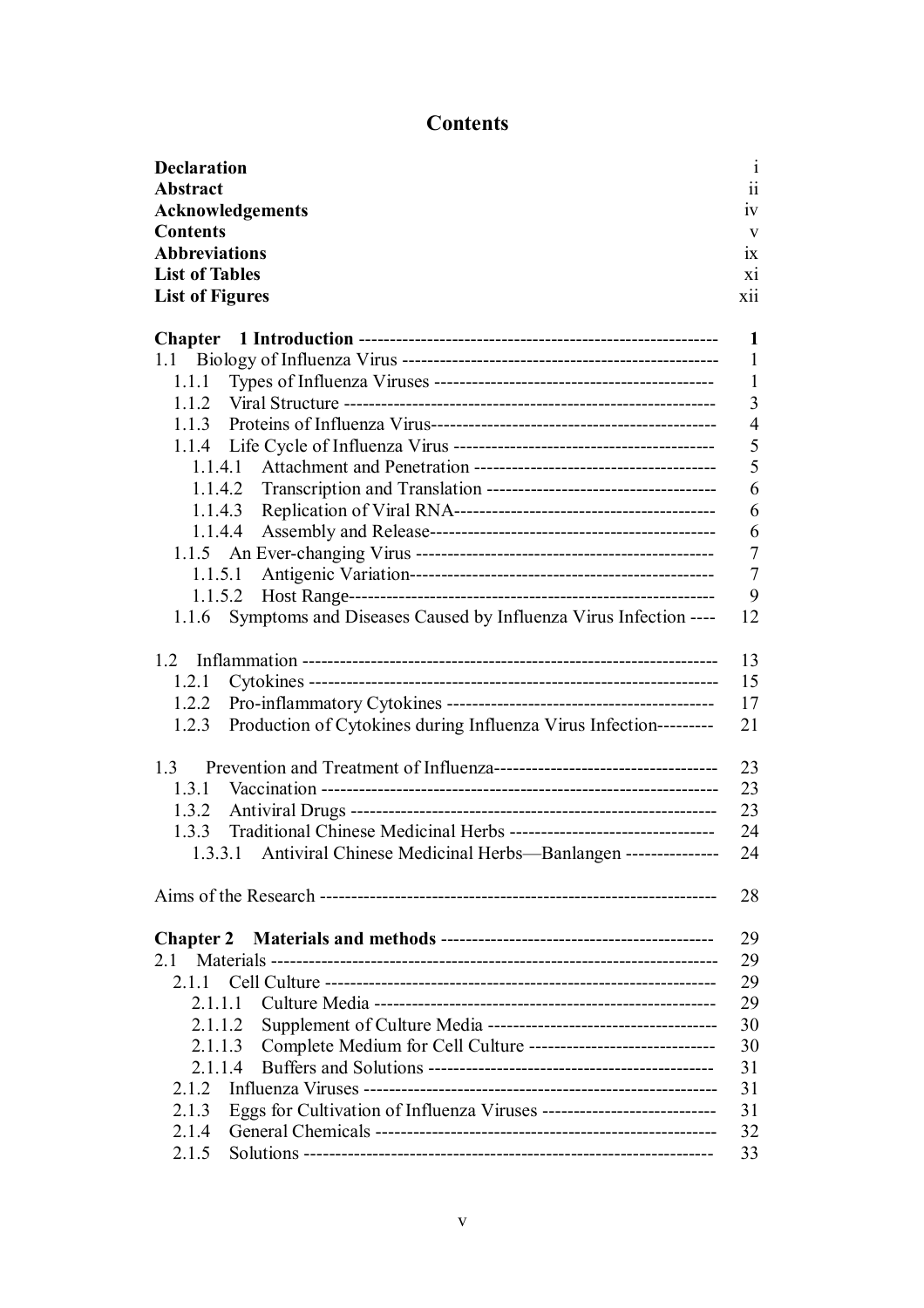# Contents

| | |
|---|---|
| **Declaration** | i |
| **Abstract** | ii |
| **Acknowledgements** | iv |
| **Contents** | v |
| **Abbreviations** | ix |
| **List of Tables** | xi |
| **List of Figures** | xii |

| | |
|---|---|
| **Chapter 1 Introduction** | **1** |
| 1.1 Biology of Influenza Virus | 1 |
| 1.1.1 Types of Influenza Viruses | 1 |
| 1.1.2 Viral Structure | 3 |
| 1.1.3 Proteins of Influenza Virus | 4 |
| 1.1.4 Life Cycle of Influenza Virus | 5 |
| 1.1.4.1 Attachment and Penetration | 5 |
| 1.1.4.2 Transcription and Translation | 6 |
| 1.1.4.3 Replication of Viral RNA | 6 |
| 1.1.4.4 Assembly and Release | 6 |
| 1.1.5 An Ever-changing Virus | 7 |
| 1.1.5.1 Antigenic Variation | 7 |
| 1.1.5.2 Host Range | 9 |
| 1.1.6 Symptoms and Diseases Caused by Influenza Virus Infection | 12 |
| 1.2 Inflammation | 13 |
| 1.2.1 Cytokines | 15 |
| 1.2.2 Pro-inflammatory Cytokines | 17 |
| 1.2.3 Production of Cytokines during Influenza Virus Infection | 21 |
| 1.3 Prevention and Treatment of Influenza | 23 |
| 1.3.1 Vaccination | 23 |
| 1.3.2 Antiviral Drugs | 23 |
| 1.3.3 Traditional Chinese Medicinal Herbs | 24 |
| 1.3.3.1 Antiviral Chinese Medicinal Herbs—Banlangen | 24 |
| Aims of the Research | 28 |
| **Chapter 2 Materials and methods** | 29 |
| 2.1 Materials | 29 |
| 2.1.1 Cell Culture | 29 |
| 2.1.1.1 Culture Media | 29 |
| 2.1.1.2 Supplement of Culture Media | 30 |
| 2.1.1.3 Complete Medium for Cell Culture | 30 |
| 2.1.1.4 Buffers and Solutions | 31 |
| 2.1.2 Influenza Viruses | 31 |
| 2.1.3 Eggs for Cultivation of Influenza Viruses | 31 |
| 2.1.4 General Chemicals | 32 |
| 2.1.5 Solutions | 33 |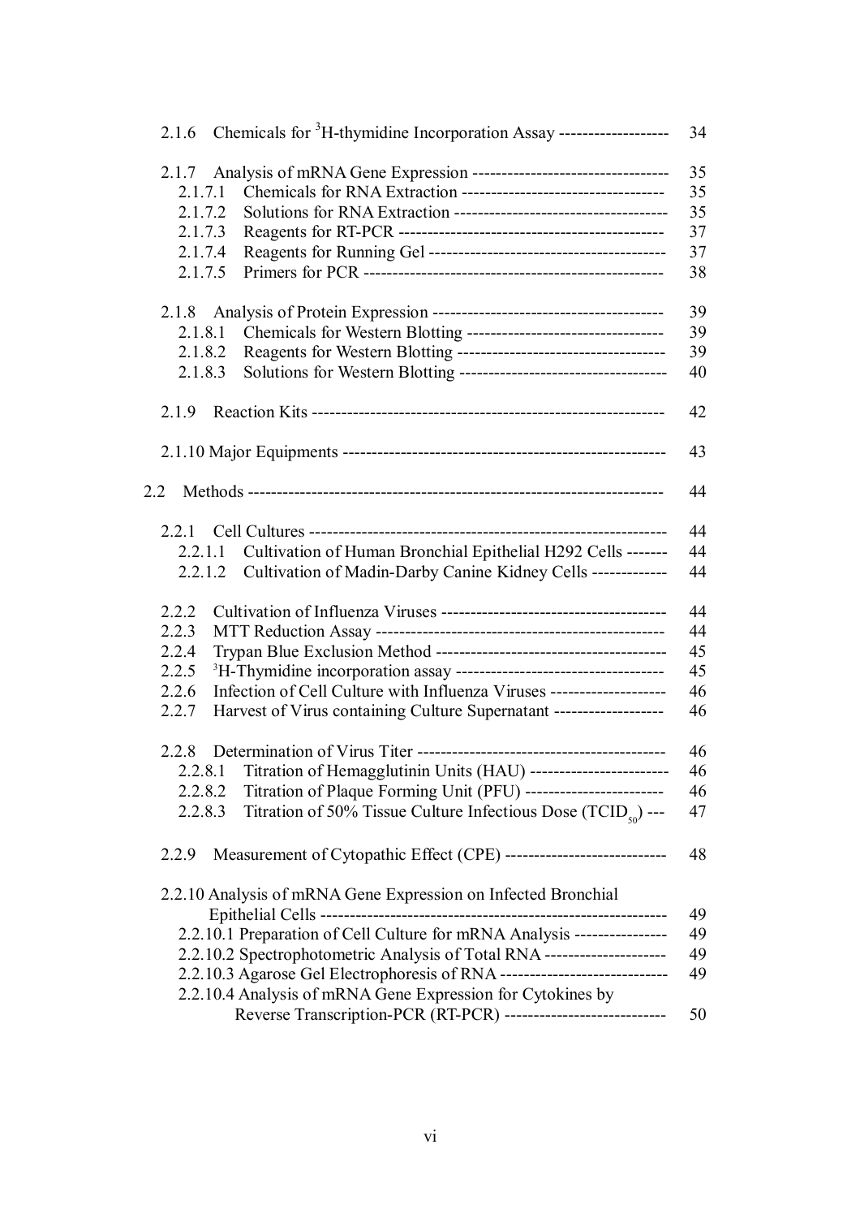2.1.6 Chemicals for $^{3}$H-thymidine Incorporation Assay ------------------- 34

2.1.7 Analysis of mRNA Gene Expression ---------------------------------- 35
- 2.1.7.1 Chemicals for RNA Extraction ----------------------------------- 35
- 2.1.7.2 Solutions for RNA Extraction ------------------------------------ 35
- 2.1.7.3 Reagents for RT-PCR -------------------------------------------- 37
- 2.1.7.4 Reagents for Running Gel ---------------------------------------- 37
- 2.1.7.5 Primers for PCR ------------------------------------------------- 38

2.1.8 Analysis of Protein Expression ---------------------------------------- 39
- 2.1.8.1 Chemicals for Western Blotting ---------------------------------- 39
- 2.1.8.2 Reagents for Western Blotting ------------------------------------ 39
- 2.1.8.3 Solutions for Western Blotting ----------------------------------- 40

2.1.9 Reaction Kits ------------------------------------------------------------ 42

2.1.10 Major Equipments ------------------------------------------------------- 43

2.2 Methods ---------------------------------------------------------------------- 44

2.2.1 Cell Cultures ------------------------------------------------------------- 44
- 2.2.1.1 Cultivation of Human Bronchial Epithelial H292 Cells ------- 44
- 2.2.1.2 Cultivation of Madin-Darby Canine Kidney Cells ------------ 44

2.2.2 Cultivation of Influenza Viruses --------------------------------------- 44
2.2.3 MTT Reduction Assay ------------------------------------------------- 44
2.2.4 Trypan Blue Exclusion Method ---------------------------------------- 45
2.2.5 $^{3}$H-Thymidine incorporation assay ------------------------------------ 45
2.2.6 Infection of Cell Culture with Influenza Viruses -------------------- 46
2.2.7 Harvest of Virus containing Culture Supernatant ------------------- 46

2.2.8 Determination of Virus Titer ------------------------------------------- 46
- 2.2.8.1 Titration of Hemagglutinin Units (HAU) ------------------------ 46
- 2.2.8.2 Titration of Plaque Forming Unit (PFU) ------------------------ 46
- 2.2.8.3 Titration of 50% Tissue Culture Infectious Dose ($TCID_{50}$) --- 47

2.2.9 Measurement of Cytopathic Effect (CPE) ---------------------------- 48

2.2.10 Analysis of mRNA Gene Expression on Infected Bronchial Epithelial Cells ----------------------------------------------------------- 49
- 2.2.10.1 Preparation of Cell Culture for mRNA Analysis ---------------- 49
- 2.2.10.2 Spectrophotometric Analysis of Total RNA --------------------- 49
- 2.2.10.3 Agarose Gel Electrophoresis of RNA ---------------------------- 49
- 2.2.10.4 Analysis of mRNA Gene Expression for Cytokines by Reverse Transcription-PCR (RT-PCR) ---------------------------- 50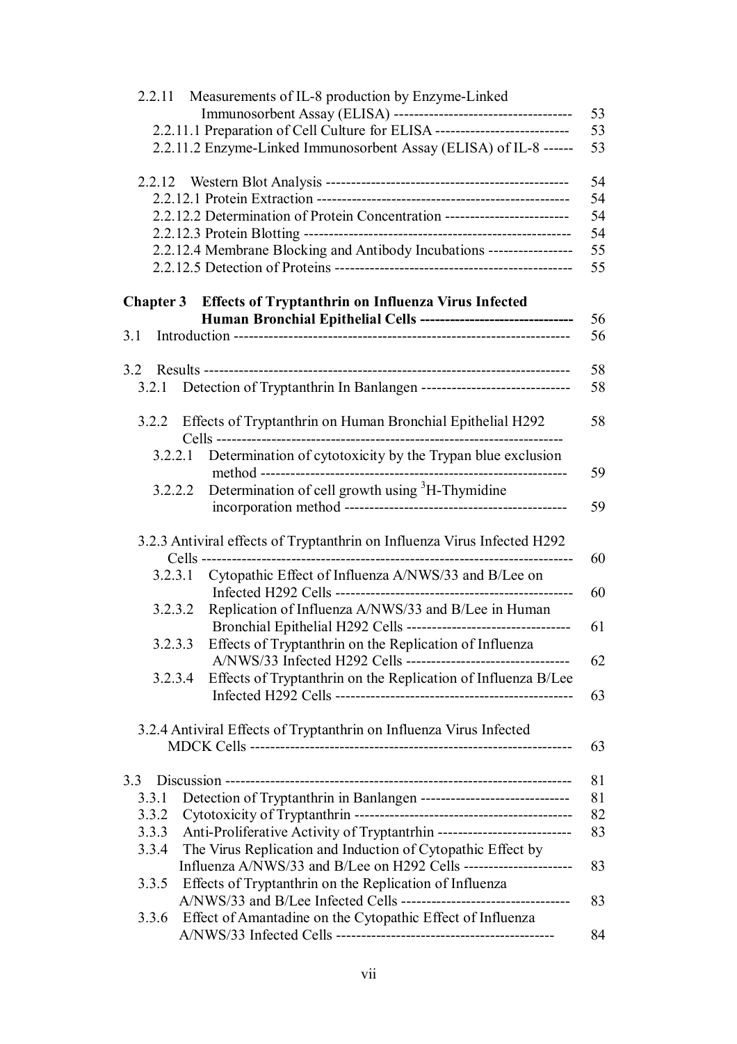2.2.11 Measurements of IL-8 production by Enzyme-Linked Immunosorbent Assay (ELISA) ---------- 53
2.2.11.1 Preparation of Cell Culture for ELISA ---------- 53
2.2.11.2 Enzyme-Linked Immunosorbent Assay (ELISA) of IL-8 ---------- 53

2.2.12 Western Blot Analysis ---------- 54
2.2.12.1 Protein Extraction ---------- 54
2.2.12.2 Determination of Protein Concentration ---------- 54
2.2.12.3 Protein Blotting ---------- 54
2.2.12.4 Membrane Blocking and Antibody Incubations ---------- 55
2.2.12.5 Detection of Proteins ---------- 55

**Chapter 3 Effects of Tryptanthrin on Influenza Virus Infected Human Bronchial Epithelial Cells ---------- 56**

3.1 Introduction ---------- 56

3.2 Results ---------- 58
3.2.1 Detection of Tryptanthrin In Banlangen ---------- 58

3.2.2 Effects of Tryptanthrin on Human Bronchial Epithelial H292 Cells ---------- 58
3.2.2.1 Determination of cytotoxicity by the Trypan blue exclusion method ---------- 59
3.2.2.2 Determination of cell growth using $^{3}$H-Thymidine incorporation method ---------- 59

3.2.3 Antiviral effects of Tryptanthrin on Influenza Virus Infected H292 Cells ---------- 60
3.2.3.1 Cytopathic Effect of Influenza A/NWS/33 and B/Lee on Infected H292 Cells ---------- 60
3.2.3.2 Replication of Influenza A/NWS/33 and B/Lee in Human Bronchial Epithelial H292 Cells ---------- 61
3.2.3.3 Effects of Tryptanthrin on the Replication of Influenza A/NWS/33 Infected H292 Cells ---------- 62
3.2.3.4 Effects of Tryptanthrin on the Replication of Influenza B/Lee Infected H292 Cells ---------- 63

3.2.4 Antiviral Effects of Tryptanthrin on Influenza Virus Infected MDCK Cells ---------- 63

3.3 Discussion ---------- 81
3.3.1 Detection of Tryptanthrin in Banlangen ---------- 81
3.3.2 Cytotoxicity of Tryptanthrin ---------- 82
3.3.3 Anti-Proliferative Activity of Tryptantrhin ---------- 83
3.3.4 The Virus Replication and Induction of Cytopathic Effect by Influenza A/NWS/33 and B/Lee on H292 Cells ---------- 83
3.3.5 Effects of Tryptanthrin on the Replication of Influenza A/NWS/33 and B/Lee Infected Cells ---------- 83
3.3.6 Effect of Amantadine on the Cytopathic Effect of Influenza A/NWS/33 Infected Cells ---------- 84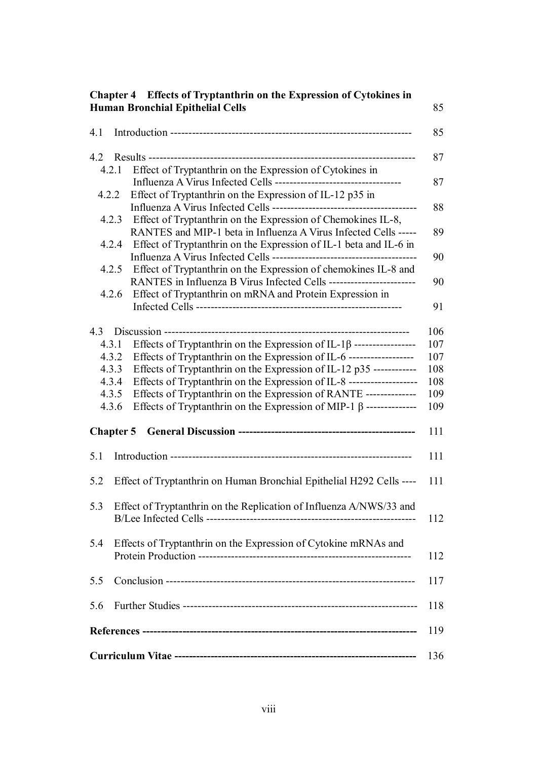**Chapter 4 Effects of Tryptanthrin on the Expression of Cytokines in Human Bronchial Epithelial Cells** 85

4.1 Introduction ------------------------------------------------------------------- 85

4.2 Results -------------------------------------------------------------------------- 87

4.2.1 Effect of Tryptanthrin on the Expression of Cytokines in Influenza A Virus Infected Cells ----------------------------------- 87

4.2.2 Effect of Tryptanthrin on the Expression of IL-12 p35 in Influenza A Virus Infected Cells ---------------------------------------- 88

4.2.3 Effect of Tryptanthrin on the Expression of Chemokines IL-8, RANTES and MIP-1 beta in Influenza A Virus Infected Cells ----- 89

4.2.4 Effect of Tryptanthrin on the Expression of IL-1 beta and IL-6 in Influenza A Virus Infected Cells ---------------------------------------- 90

4.2.5 Effect of Tryptanthrin on the Expression of chemokines IL-8 and RANTES in Influenza B Virus Infected Cells ------------------------ 90

4.2.6 Effect of Tryptanthrin on mRNA and Protein Expression in Infected Cells --------------------------------------------------------- 91

4.3 Discussion -------------------------------------------------------------------- 106

4.3.1 Effects of Tryptanthrin on the Expression of IL-1β ----------------- 107

4.3.2 Effects of Tryptanthrin on the Expression of IL-6 ------------------ 107

4.3.3 Effects of Tryptanthrin on the Expression of IL-12 p35 ------------ 108

4.3.4 Effects of Tryptanthrin on the Expression of IL-8 ------------------- 108

4.3.5 Effects of Tryptanthrin on the Expression of RANTE -------------- 109

4.3.6 Effects of Tryptanthrin on the Expression of MIP-1 β -------------- 109

**Chapter 5 General Discussion -------------------------------------------------** 111

5.1 Introduction ------------------------------------------------------------------ 111

5.2 Effect of Tryptanthrin on Human Bronchial Epithelial H292 Cells ---- 111

5.3 Effect of Tryptanthrin on the Replication of Influenza A/NWS/33 and B/Lee Infected Cells --------------------------------------------------------- 112

5.4 Effects of Tryptanthrin on the Expression of Cytokine mRNAs and Protein Production ---------------------------------------------------------- 112

5.5 Conclusion -------------------------------------------------------------------- 117

5.6 Further Studies ---------------------------------------------------------------- 118

**References -------------------------------------------------------------------------** 119

**Curriculum Vitae -----------------------------------------------------------------** 136